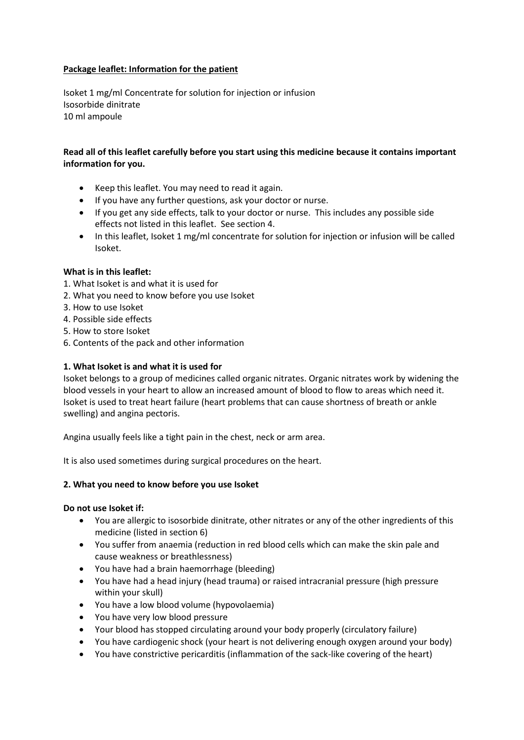**Package leaflet: Information for the patient**

Isoket 1 mg/ml Concentrate for solution for injection or infusion
Isosorbide dinitrate
10 ml ampoule

**Read all of this leaflet carefully before you start using this medicine because it contains important information for you.**

- Keep this leaflet. You may need to read it again.
- If you have any further questions, ask your doctor or nurse.
- If you get any side effects, talk to your doctor or nurse. This includes any possible side effects not listed in this leaflet. See section 4.
- In this leaflet, Isoket 1 mg/ml concentrate for solution for injection or infusion will be called Isoket.

**What is in this leaflet:**

1. What Isoket is and what it is used for
2. What you need to know before you use Isoket
3. How to use Isoket
4. Possible side effects
5. How to store Isoket
6. Contents of the pack and other information

**1. What Isoket is and what it is used for**

Isoket belongs to a group of medicines called organic nitrates. Organic nitrates work by widening the blood vessels in your heart to allow an increased amount of blood to flow to areas which need it. Isoket is used to treat heart failure (heart problems that can cause shortness of breath or ankle swelling) and angina pectoris.

Angina usually feels like a tight pain in the chest, neck or arm area.

It is also used sometimes during surgical procedures on the heart.

**2. What you need to know before you use Isoket**

**Do not use Isoket if:**

- You are allergic to isosorbide dinitrate, other nitrates or any of the other ingredients of this medicine (listed in section 6)
- You suffer from anaemia (reduction in red blood cells which can make the skin pale and cause weakness or breathlessness)
- You have had a brain haemorrhage (bleeding)
- You have had a head injury (head trauma) or raised intracranial pressure (high pressure within your skull)
- You have a low blood volume (hypovolaemia)
- You have very low blood pressure
- Your blood has stopped circulating around your body properly (circulatory failure)
- You have cardiogenic shock (your heart is not delivering enough oxygen around your body)
- You have constrictive pericarditis (inflammation of the sack-like covering of the heart)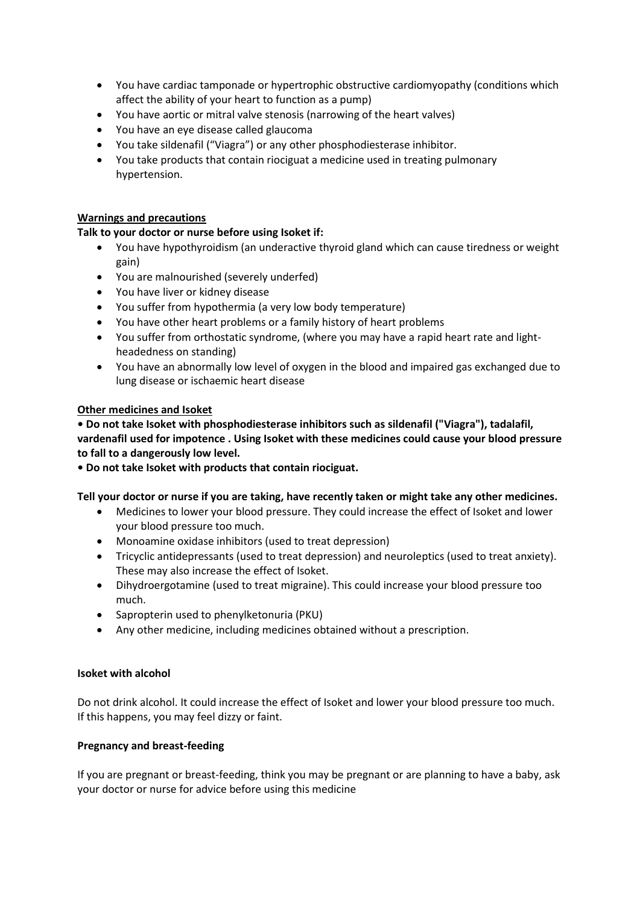- You have cardiac tamponade or hypertrophic obstructive cardiomyopathy (conditions which affect the ability of your heart to function as a pump)
- You have aortic or mitral valve stenosis (narrowing of the heart valves)
- You have an eye disease called glaucoma
- You take sildenafil ("Viagra") or any other phosphodiesterase inhibitor.
- You take products that contain riociguat a medicine used in treating pulmonary hypertension.

**Warnings and precautions**

**Talk to your doctor or nurse before using Isoket if:**

- You have hypothyroidism (an underactive thyroid gland which can cause tiredness or weight gain)
- You are malnourished (severely underfed)
- You have liver or kidney disease
- You suffer from hypothermia (a very low body temperature)
- You have other heart problems or a family history of heart problems
- You suffer from orthostatic syndrome, (where you may have a rapid heart rate and light-headedness on standing)
- You have an abnormally low level of oxygen in the blood and impaired gas exchanged due to lung disease or ischaemic heart disease

**Other medicines and Isoket**

**• Do not take Isoket with phosphodiesterase inhibitors such as sildenafil ("Viagra"), tadalafil, vardenafil used for impotence . Using Isoket with these medicines could cause your blood pressure to fall to a dangerously low level.**

**• Do not take Isoket with products that contain riociguat.**

**Tell your doctor or nurse if you are taking, have recently taken or might take any other medicines.**

- Medicines to lower your blood pressure. They could increase the effect of Isoket and lower your blood pressure too much.
- Monoamine oxidase inhibitors (used to treat depression)
- Tricyclic antidepressants (used to treat depression) and neuroleptics (used to treat anxiety). These may also increase the effect of Isoket.
- Dihydroergotamine (used to treat migraine). This could increase your blood pressure too much.
- Sapropterin used to phenylketonuria (PKU)
- Any other medicine, including medicines obtained without a prescription.

**Isoket with alcohol**

Do not drink alcohol. It could increase the effect of Isoket and lower your blood pressure too much. If this happens, you may feel dizzy or faint.

**Pregnancy and breast-feeding**

If you are pregnant or breast-feeding, think you may be pregnant or are planning to have a baby, ask your doctor or nurse for advice before using this medicine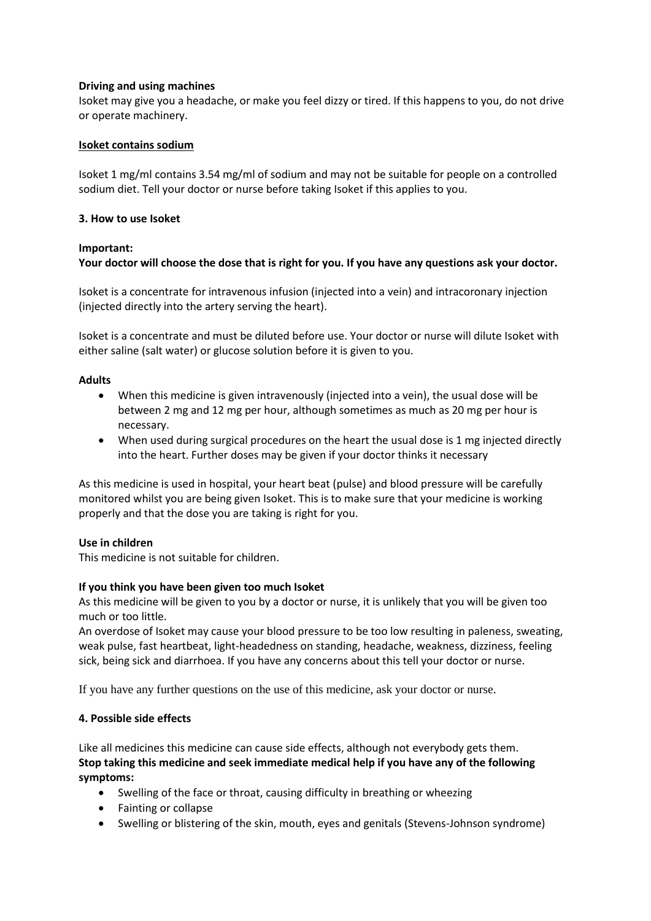**Driving and using machines**
Isoket may give you a headache, or make you feel dizzy or tired. If this happens to you, do not drive or operate machinery.

**Isoket contains sodium**

Isoket 1 mg/ml contains 3.54 mg/ml of sodium and may not be suitable for people on a controlled sodium diet. Tell your doctor or nurse before taking Isoket if this applies to you.

## 3. How to use Isoket

**Important:**
**Your doctor will choose the dose that is right for you. If you have any questions ask your doctor.**

Isoket is a concentrate for intravenous infusion (injected into a vein) and intracoronary injection (injected directly into the artery serving the heart).

Isoket is a concentrate and must be diluted before use. Your doctor or nurse will dilute Isoket with either saline (salt water) or glucose solution before it is given to you.

**Adults**

- When this medicine is given intravenously (injected into a vein), the usual dose will be between 2 mg and 12 mg per hour, although sometimes as much as 20 mg per hour is necessary.
- When used during surgical procedures on the heart the usual dose is 1 mg injected directly into the heart. Further doses may be given if your doctor thinks it necessary

As this medicine is used in hospital, your heart beat (pulse) and blood pressure will be carefully monitored whilst you are being given Isoket. This is to make sure that your medicine is working properly and that the dose you are taking is right for you.

**Use in children**
This medicine is not suitable for children.

**If you think you have been given too much Isoket**
As this medicine will be given to you by a doctor or nurse, it is unlikely that you will be given too much or too little.
An overdose of Isoket may cause your blood pressure to be too low resulting in paleness, sweating, weak pulse, fast heartbeat, light-headedness on standing, headache, weakness, dizziness, feeling sick, being sick and diarrhoea. If you have any concerns about this tell your doctor or nurse.

If you have any further questions on the use of this medicine, ask your doctor or nurse.

## 4. Possible side effects

Like all medicines this medicine can cause side effects, although not everybody gets them.
**Stop taking this medicine and seek immediate medical help if you have any of the following symptoms:**

- Swelling of the face or throat, causing difficulty in breathing or wheezing
- Fainting or collapse
- Swelling or blistering of the skin, mouth, eyes and genitals (Stevens-Johnson syndrome)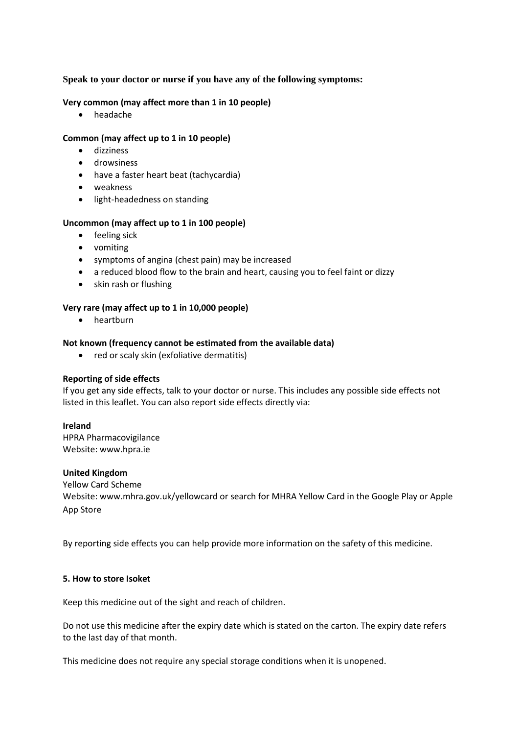**Speak to your doctor or nurse if you have any of the following symptoms:**

**Very common (may affect more than 1 in 10 people)**

- headache

**Common (may affect up to 1 in 10 people)**

- dizziness
- drowsiness
- have a faster heart beat (tachycardia)
- weakness
- light-headedness on standing

**Uncommon (may affect up to 1 in 100 people)**

- feeling sick
- vomiting
- symptoms of angina (chest pain) may be increased
- a reduced blood flow to the brain and heart, causing you to feel faint or dizzy
- skin rash or flushing

**Very rare (may affect up to 1 in 10,000 people)**

- heartburn

**Not known (frequency cannot be estimated from the available data)**

- red or scaly skin (exfoliative dermatitis)

**Reporting of side effects**

If you get any side effects, talk to your doctor or nurse. This includes any possible side effects not listed in this leaflet. You can also report side effects directly via:

**Ireland**

HPRA Pharmacovigilance
Website: www.hpra.ie

**United Kingdom**

Yellow Card Scheme
Website: www.mhra.gov.uk/yellowcard or search for MHRA Yellow Card in the Google Play or Apple App Store

By reporting side effects you can help provide more information on the safety of this medicine.

## 5. How to store Isoket

Keep this medicine out of the sight and reach of children.

Do not use this medicine after the expiry date which is stated on the carton. The expiry date refers to the last day of that month.

This medicine does not require any special storage conditions when it is unopened.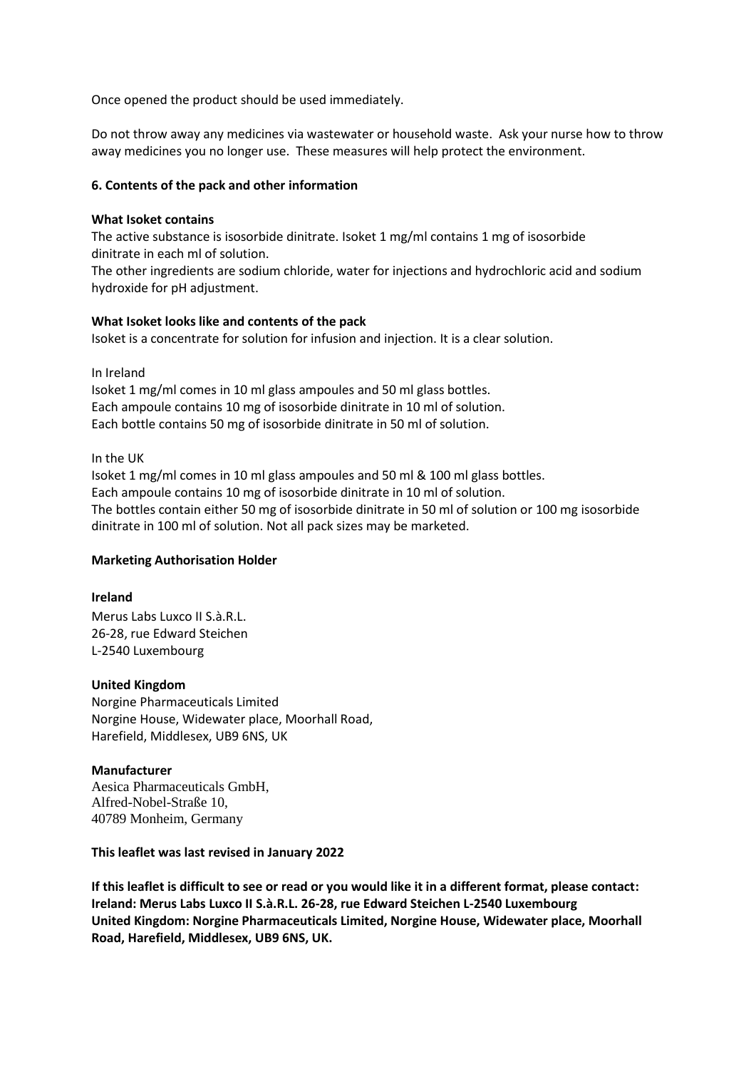Once opened the product should be used immediately.

Do not throw away any medicines via wastewater or household waste. Ask your nurse how to throw away medicines you no longer use. These measures will help protect the environment.

## 6. Contents of the pack and other information

**What Isoket contains**

The active substance is isosorbide dinitrate. Isoket 1 mg/ml contains 1 mg of isosorbide dinitrate in each ml of solution.

The other ingredients are sodium chloride, water for injections and hydrochloric acid and sodium hydroxide for pH adjustment.

**What Isoket looks like and contents of the pack**

Isoket is a concentrate for solution for infusion and injection. It is a clear solution.

In Ireland

Isoket 1 mg/ml comes in 10 ml glass ampoules and 50 ml glass bottles.
Each ampoule contains 10 mg of isosorbide dinitrate in 10 ml of solution.
Each bottle contains 50 mg of isosorbide dinitrate in 50 ml of solution.

In the UK

Isoket 1 mg/ml comes in 10 ml glass ampoules and 50 ml & 100 ml glass bottles.
Each ampoule contains 10 mg of isosorbide dinitrate in 10 ml of solution.
The bottles contain either 50 mg of isosorbide dinitrate in 50 ml of solution or 100 mg isosorbide dinitrate in 100 ml of solution. Not all pack sizes may be marketed.

**Marketing Authorisation Holder**

**Ireland**

Merus Labs Luxco II S.à.R.L.
26-28, rue Edward Steichen
L-2540 Luxembourg

**United Kingdom**

Norgine Pharmaceuticals Limited
Norgine House, Widewater place, Moorhall Road,
Harefield, Middlesex, UB9 6NS, UK

**Manufacturer**

Aesica Pharmaceuticals GmbH,
Alfred-Nobel-Straße 10,
40789 Monheim, Germany

**This leaflet was last revised in January 2022**

**If this leaflet is difficult to see or read or you would like it in a different format, please contact:**
**Ireland: Merus Labs Luxco II S.à.R.L. 26-28, rue Edward Steichen L-2540 Luxembourg**
**United Kingdom: Norgine Pharmaceuticals Limited, Norgine House, Widewater place, Moorhall Road, Harefield, Middlesex, UB9 6NS, UK.**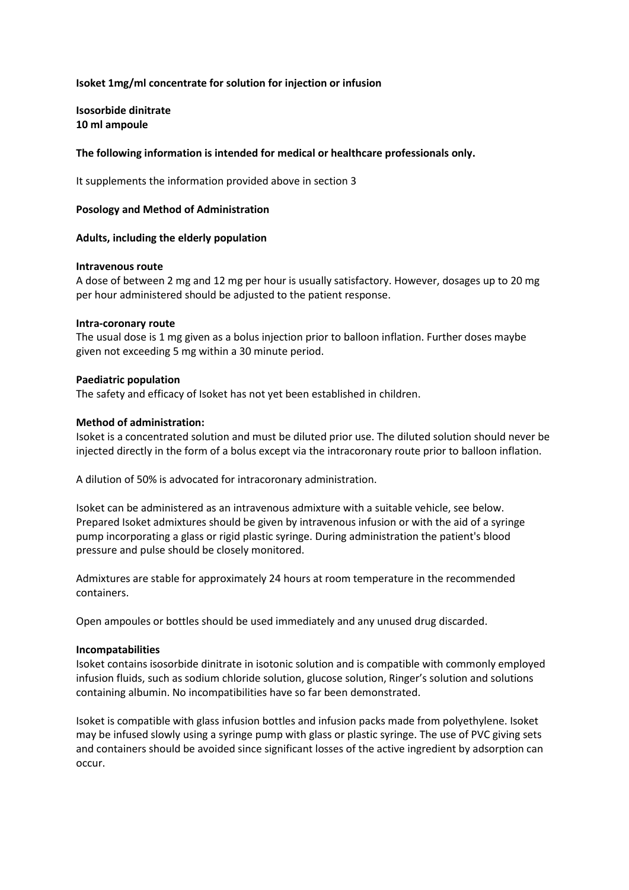**Isoket 1mg/ml concentrate for solution for injection or infusion**

**Isosorbide dinitrate**
**10 ml ampoule**

**The following information is intended for medical or healthcare professionals only.**

It supplements the information provided above in section 3

**Posology and Method of Administration**

**Adults, including the elderly population**

**Intravenous route**
A dose of between 2 mg and 12 mg per hour is usually satisfactory. However, dosages up to 20 mg per hour administered should be adjusted to the patient response.

**Intra-coronary route**
The usual dose is 1 mg given as a bolus injection prior to balloon inflation. Further doses maybe given not exceeding 5 mg within a 30 minute period.

**Paediatric population**
The safety and efficacy of Isoket has not yet been established in children.

**Method of administration:**
Isoket is a concentrated solution and must be diluted prior use. The diluted solution should never be injected directly in the form of a bolus except via the intracoronary route prior to balloon inflation.

A dilution of 50% is advocated for intracoronary administration.

Isoket can be administered as an intravenous admixture with a suitable vehicle, see below. Prepared Isoket admixtures should be given by intravenous infusion or with the aid of a syringe pump incorporating a glass or rigid plastic syringe. During administration the patient's blood pressure and pulse should be closely monitored.

Admixtures are stable for approximately 24 hours at room temperature in the recommended containers.

Open ampoules or bottles should be used immediately and any unused drug discarded.

**Incompatabilities**
Isoket contains isosorbide dinitrate in isotonic solution and is compatible with commonly employed infusion fluids, such as sodium chloride solution, glucose solution, Ringer's solution and solutions containing albumin. No incompatibilities have so far been demonstrated.

Isoket is compatible with glass infusion bottles and infusion packs made from polyethylene. Isoket may be infused slowly using a syringe pump with glass or plastic syringe. The use of PVC giving sets and containers should be avoided since significant losses of the active ingredient by adsorption can occur.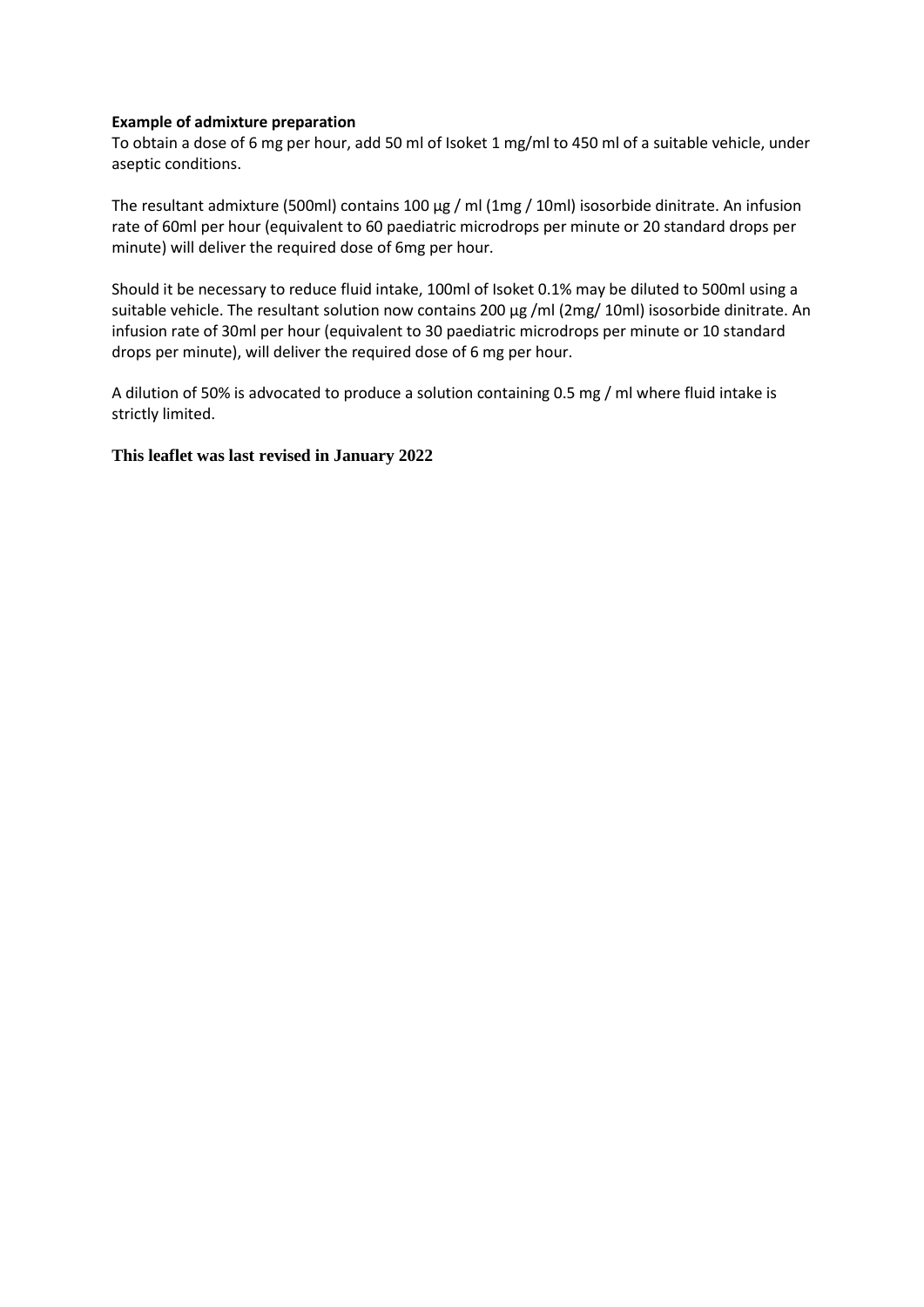**Example of admixture preparation**

To obtain a dose of 6 mg per hour, add 50 ml of Isoket 1 mg/ml to 450 ml of a suitable vehicle, under aseptic conditions.

The resultant admixture (500ml) contains 100 µg / ml (1mg / 10ml) isosorbide dinitrate. An infusion rate of 60ml per hour (equivalent to 60 paediatric microdrops per minute or 20 standard drops per minute) will deliver the required dose of 6mg per hour.

Should it be necessary to reduce fluid intake, 100ml of Isoket 0.1% may be diluted to 500ml using a suitable vehicle. The resultant solution now contains 200 µg /ml (2mg/ 10ml) isosorbide dinitrate. An infusion rate of 30ml per hour (equivalent to 30 paediatric microdrops per minute or 10 standard drops per minute), will deliver the required dose of 6 mg per hour.

A dilution of 50% is advocated to produce a solution containing 0.5 mg / ml where fluid intake is strictly limited.

**This leaflet was last revised in January 2022**